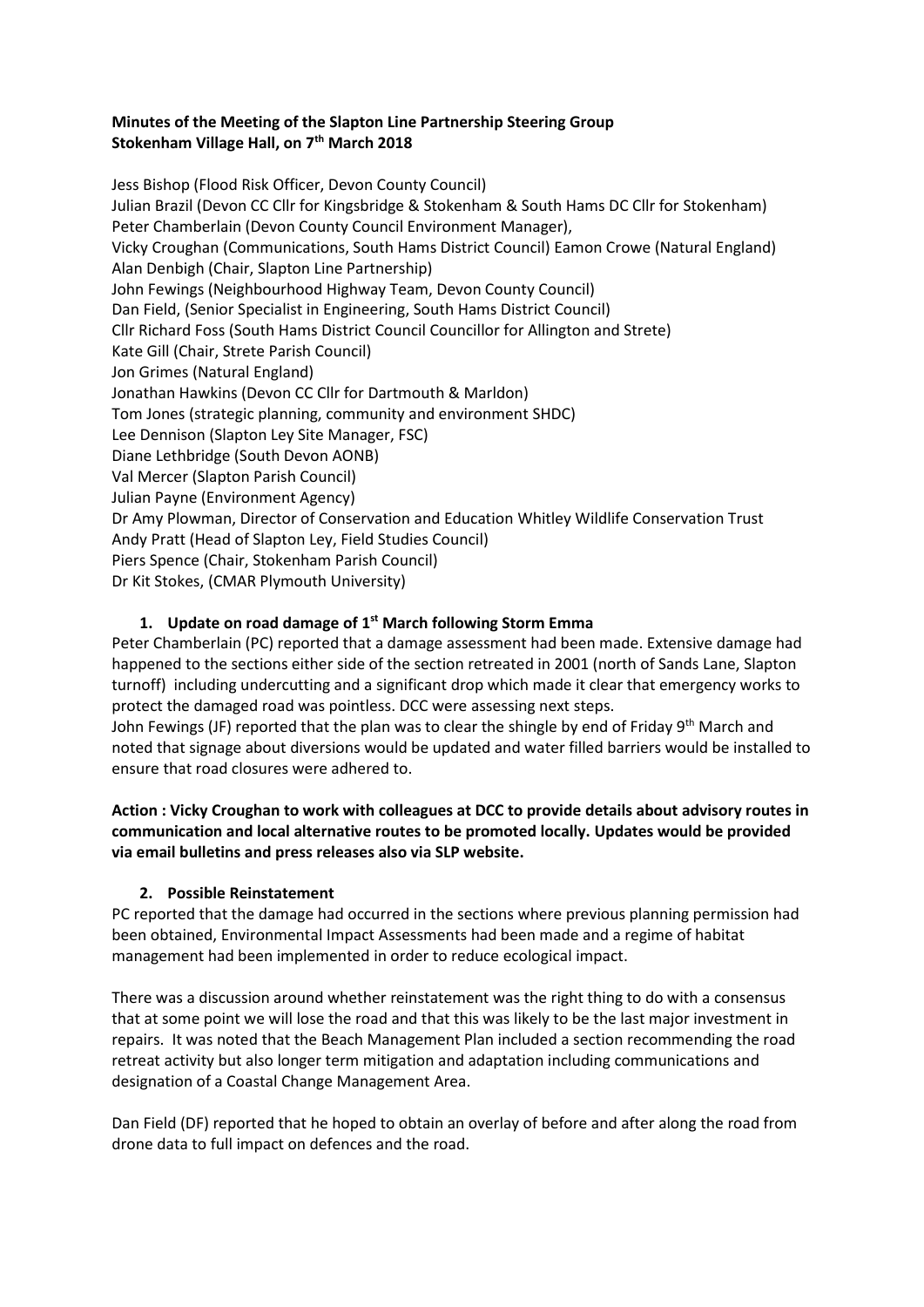**Minutes of the Meeting of the Slapton Line Partnership Steering Group**
**Stokenham Village Hall, on 7th March 2018**

Jess Bishop (Flood Risk Officer, Devon County Council)
Julian Brazil (Devon CC Cllr for Kingsbridge & Stokenham & South Hams DC Cllr for Stokenham)
Peter Chamberlain (Devon County Council Environment Manager),
Vicky Croughan (Communications, South Hams District Council) Eamon Crowe (Natural England)
Alan Denbigh (Chair, Slapton Line Partnership)
John Fewings (Neighbourhood Highway Team, Devon County Council)
Dan Field, (Senior Specialist in Engineering, South Hams District Council)
Cllr Richard Foss (South Hams District Council Councillor for Allington and Strete)
Kate Gill (Chair, Strete Parish Council)
Jon Grimes (Natural England)
Jonathan Hawkins (Devon CC Cllr for Dartmouth & Marldon)
Tom Jones (strategic planning, community and environment SHDC)
Lee Dennison (Slapton Ley Site Manager, FSC)
Diane Lethbridge (South Devon AONB)
Val Mercer (Slapton Parish Council)
Julian Payne (Environment Agency)
Dr Amy Plowman, Director of Conservation and Education Whitley Wildlife Conservation Trust
Andy Pratt (Head of Slapton Ley, Field Studies Council)
Piers Spence (Chair, Stokenham Parish Council)
Dr Kit Stokes, (CMAR Plymouth University)

1. **Update on road damage of 1st March following Storm Emma**

Peter Chamberlain (PC) reported that a damage assessment had been made. Extensive damage had happened to the sections either side of the section retreated in 2001 (north of Sands Lane, Slapton turnoff) including undercutting and a significant drop which made it clear that emergency works to protect the damaged road was pointless. DCC were assessing next steps.
John Fewings (JF) reported that the plan was to clear the shingle by end of Friday 9th March and noted that signage about diversions would be updated and water filled barriers would be installed to ensure that road closures were adhered to.

**Action : Vicky Croughan to work with colleagues at DCC to provide details about advisory routes in communication and local alternative routes to be promoted locally. Updates would be provided via email bulletins and press releases also via SLP website.**

2. **Possible Reinstatement**

PC reported that the damage had occurred in the sections where previous planning permission had been obtained, Environmental Impact Assessments had been made and a regime of habitat management had been implemented in order to reduce ecological impact.

There was a discussion around whether reinstatement was the right thing to do with a consensus that at some point we will lose the road and that this was likely to be the last major investment in repairs. It was noted that the Beach Management Plan included a section recommending the road retreat activity but also longer term mitigation and adaptation including communications and designation of a Coastal Change Management Area.

Dan Field (DF) reported that he hoped to obtain an overlay of before and after along the road from drone data to full impact on defences and the road.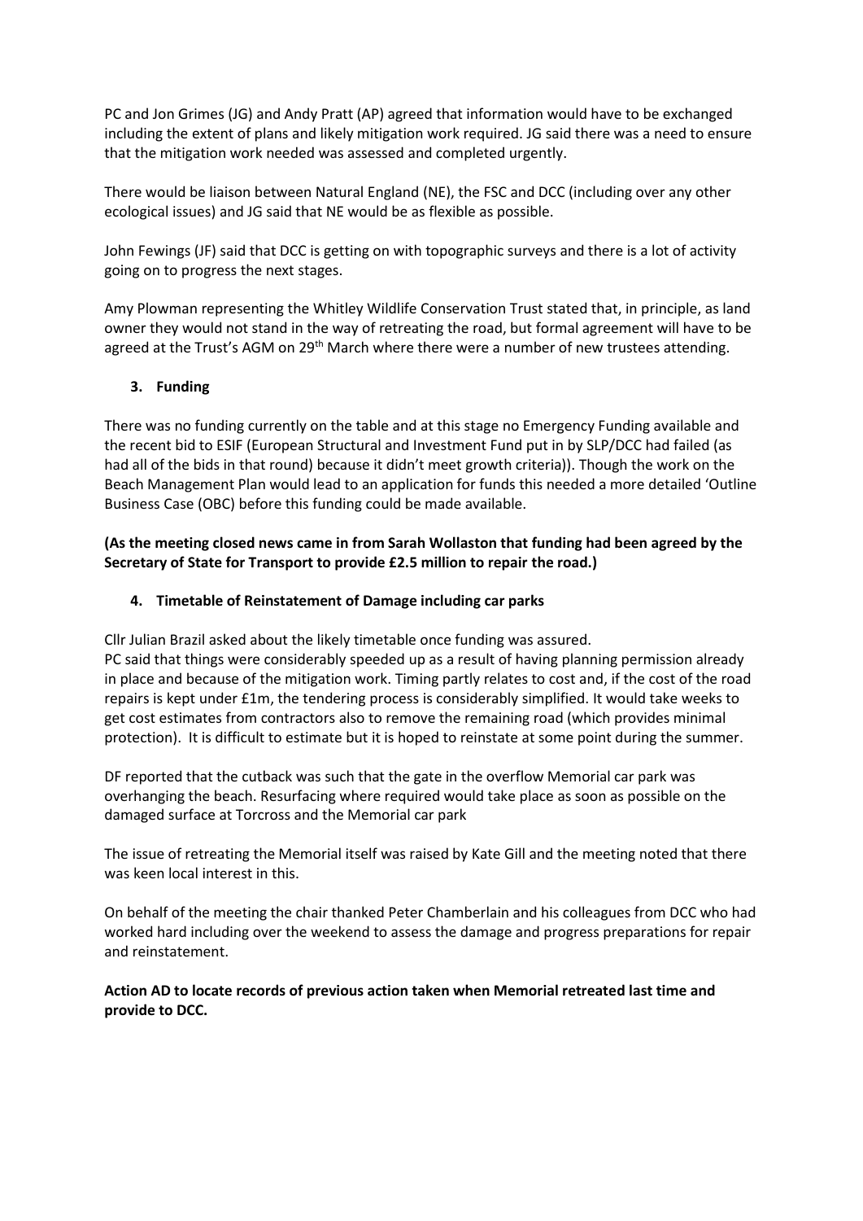PC and Jon Grimes (JG) and Andy Pratt (AP) agreed that information would have to be exchanged including the extent of plans and likely mitigation work required. JG said there was a need to ensure that the mitigation work needed was assessed and completed urgently.

There would be liaison between Natural England (NE), the FSC and DCC (including over any other ecological issues) and JG said that NE would be as flexible as possible.

John Fewings (JF) said that DCC is getting on with topographic surveys and there is a lot of activity going on to progress the next stages.

Amy Plowman representing the Whitley Wildlife Conservation Trust stated that, in principle, as land owner they would not stand in the way of retreating the road, but formal agreement will have to be agreed at the Trust's AGM on 29th March where there were a number of new trustees attending.

## 3. Funding

There was no funding currently on the table and at this stage no Emergency Funding available and the recent bid to ESIF (European Structural and Investment Fund put in by SLP/DCC had failed (as had all of the bids in that round) because it didn't meet growth criteria)). Though the work on the Beach Management Plan would lead to an application for funds this needed a more detailed 'Outline Business Case (OBC) before this funding could be made available.

**(As the meeting closed news came in from Sarah Wollaston that funding had been agreed by the Secretary of State for Transport to provide £2.5 million to repair the road.)**

## 4. Timetable of Reinstatement of Damage including car parks

Cllr Julian Brazil asked about the likely timetable once funding was assured.
PC said that things were considerably speeded up as a result of having planning permission already in place and because of the mitigation work. Timing partly relates to cost and, if the cost of the road repairs is kept under £1m, the tendering process is considerably simplified. It would take weeks to get cost estimates from contractors also to remove the remaining road (which provides minimal protection). It is difficult to estimate but it is hoped to reinstate at some point during the summer.

DF reported that the cutback was such that the gate in the overflow Memorial car park was overhanging the beach. Resurfacing where required would take place as soon as possible on the damaged surface at Torcross and the Memorial car park

The issue of retreating the Memorial itself was raised by Kate Gill and the meeting noted that there was keen local interest in this.

On behalf of the meeting the chair thanked Peter Chamberlain and his colleagues from DCC who had worked hard including over the weekend to assess the damage and progress preparations for repair and reinstatement.

**Action AD to locate records of previous action taken when Memorial retreated last time and provide to DCC.**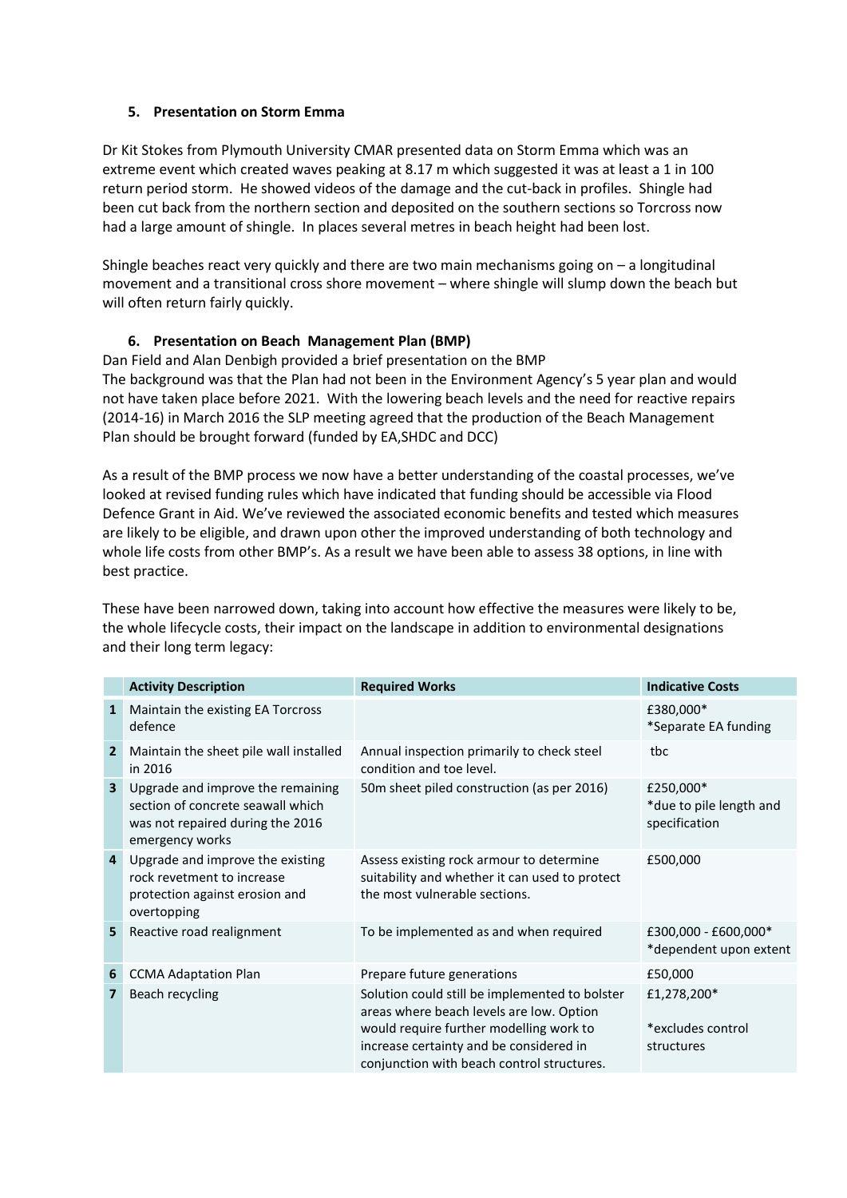### 5. Presentation on Storm Emma

Dr Kit Stokes from Plymouth University CMAR presented data on Storm Emma which was an extreme event which created waves peaking at 8.17 m which suggested it was at least a 1 in 100 return period storm. He showed videos of the damage and the cut-back in profiles. Shingle had been cut back from the northern section and deposited on the southern sections so Torcross now had a large amount of shingle. In places several metres in beach height had been lost.

Shingle beaches react very quickly and there are two main mechanisms going on – a longitudinal movement and a transitional cross shore movement – where shingle will slump down the beach but will often return fairly quickly.

### 6. Presentation on Beach Management Plan (BMP)

Dan Field and Alan Denbigh provided a brief presentation on the BMP
The background was that the Plan had not been in the Environment Agency's 5 year plan and would not have taken place before 2021. With the lowering beach levels and the need for reactive repairs (2014-16) in March 2016 the SLP meeting agreed that the production of the Beach Management Plan should be brought forward (funded by EA,SHDC and DCC)

As a result of the BMP process we now have a better understanding of the coastal processes, we've looked at revised funding rules which have indicated that funding should be accessible via Flood Defence Grant in Aid. We've reviewed the associated economic benefits and tested which measures are likely to be eligible, and drawn upon other the improved understanding of both technology and whole life costs from other BMP's. As a result we have been able to assess 38 options, in line with best practice.

These have been narrowed down, taking into account how effective the measures were likely to be, the whole lifecycle costs, their impact on the landscape in addition to environmental designations and their long term legacy:

| | Activity Description | Required Works | Indicative Costs |
|---|---|---|---|
| 1 | Maintain the existing EA Torcross defence | | £380,000* *Separate EA funding |
| 2 | Maintain the sheet pile wall installed in 2016 | Annual inspection primarily to check steel condition and toe level. | tbc |
| 3 | Upgrade and improve the remaining section of concrete seawall which was not repaired during the 2016 emergency works | 50m sheet piled construction (as per 2016) | £250,000* *due to pile length and specification |
| 4 | Upgrade and improve the existing rock revetment to increase protection against erosion and overtopping | Assess existing rock armour to determine suitability and whether it can used to protect the most vulnerable sections. | £500,000 |
| 5 | Reactive road realignment | To be implemented as and when required | £300,000 - £600,000* *dependent upon extent |
| 6 | CCMA Adaptation Plan | Prepare future generations | £50,000 |
| 7 | Beach recycling | Solution could still be implemented to bolster areas where beach levels are low. Option would require further modelling work to increase certainty and be considered in conjunction with beach control structures. | £1,278,200* *excludes control structures |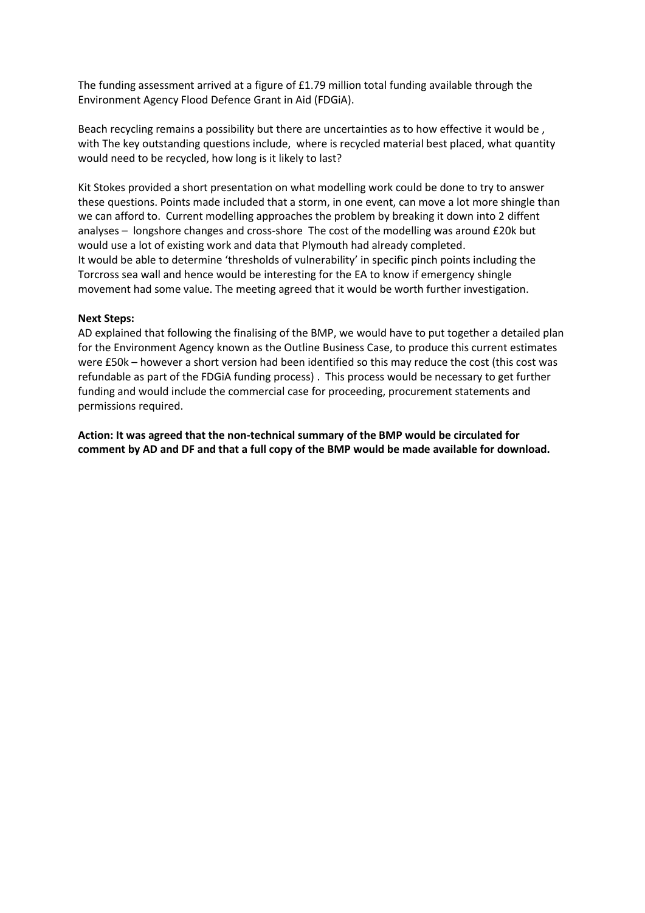The funding assessment arrived at a figure of £1.79 million total funding available through the Environment Agency Flood Defence Grant in Aid (FDGiA).

Beach recycling remains a possibility but there are uncertainties as to how effective it would be , with The key outstanding questions include, where is recycled material best placed, what quantity would need to be recycled, how long is it likely to last?

Kit Stokes provided a short presentation on what modelling work could be done to try to answer these questions. Points made included that a storm, in one event, can move a lot more shingle than we can afford to. Current modelling approaches the problem by breaking it down into 2 diffent analyses – longshore changes and cross-shore The cost of the modelling was around £20k but would use a lot of existing work and data that Plymouth had already completed.
It would be able to determine 'thresholds of vulnerability' in specific pinch points including the Torcross sea wall and hence would be interesting for the EA to know if emergency shingle movement had some value. The meeting agreed that it would be worth further investigation.

**Next Steps:**
AD explained that following the finalising of the BMP, we would have to put together a detailed plan for the Environment Agency known as the Outline Business Case, to produce this current estimates were £50k – however a short version had been identified so this may reduce the cost (this cost was refundable as part of the FDGiA funding process) . This process would be necessary to get further funding and would include the commercial case for proceeding, procurement statements and permissions required.

**Action: It was agreed that the non-technical summary of the BMP would be circulated for comment by AD and DF and that a full copy of the BMP would be made available for download.**